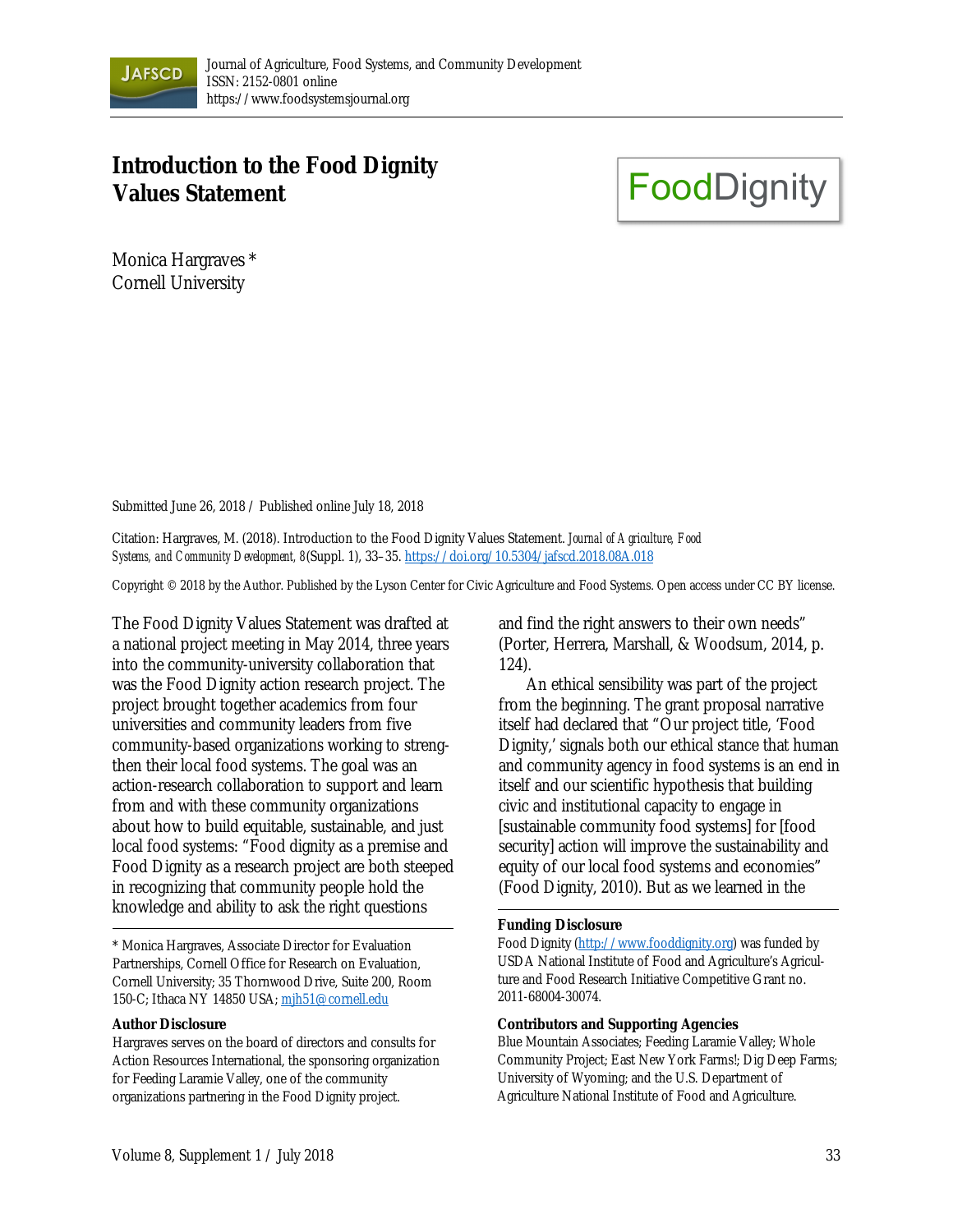# Introduction to the Food Dignity Values Statement

Monica Hargraves *
Cornell University

Submitted June 26, 2018 / Published online July 18, 2018

Citation: Hargraves, M. (2018). Introduction to the Food Dignity Values Statement. *Journal of Agriculture, Food Systems, and Community Development, 8*(Suppl. 1), 33–35. https://doi.org/10.5304/jafscd.2018.08A.018

Copyright © 2018 by the Author. Published by the Lyson Center for Civic Agriculture and Food Systems. Open access under CC BY license.

The Food Dignity Values Statement was drafted at a national project meeting in May 2014, three years into the community-university collaboration that was the Food Dignity action research project. The project brought together academics from four universities and community leaders from five community-based organizations working to strengthen their local food systems. The goal was an action-research collaboration to support and learn from and with these community organizations about how to build equitable, sustainable, and just local food systems: "Food dignity as a premise and Food Dignity as a research project are both steeped in recognizing that community people hold the knowledge and ability to ask the right questions and find the right answers to their own needs" (Porter, Herrera, Marshall, & Woodsum, 2014, p. 124).

An ethical sensibility was part of the project from the beginning. The grant proposal narrative itself had declared that "Our project title, 'Food Dignity,' signals both our ethical stance that human and community agency in food systems is an end in itself and our scientific hypothesis that building civic and institutional capacity to engage in [sustainable community food systems] for [food security] action will improve the sustainability and equity of our local food systems and economies" (Food Dignity, 2010). But as we learned in the

---

\* Monica Hargraves, Associate Director for Evaluation Partnerships, Cornell Office for Research on Evaluation, Cornell University; 35 Thornwood Drive, Suite 200, Room 150-C; Ithaca NY 14850 USA; mjh51@cornell.edu

**Author Disclosure**

Hargraves serves on the board of directors and consults for Action Resources International, the sponsoring organization for Feeding Laramie Valley, one of the community organizations partnering in the Food Dignity project.

**Funding Disclosure**

Food Dignity (http://www.fooddignity.org) was funded by USDA National Institute of Food and Agriculture's Agriculture and Food Research Initiative Competitive Grant no. 2011-68004-30074.

**Contributors and Supporting Agencies**

Blue Mountain Associates; Feeding Laramie Valley; Whole Community Project; East New York Farms!; Dig Deep Farms; University of Wyoming; and the U.S. Department of Agriculture National Institute of Food and Agriculture.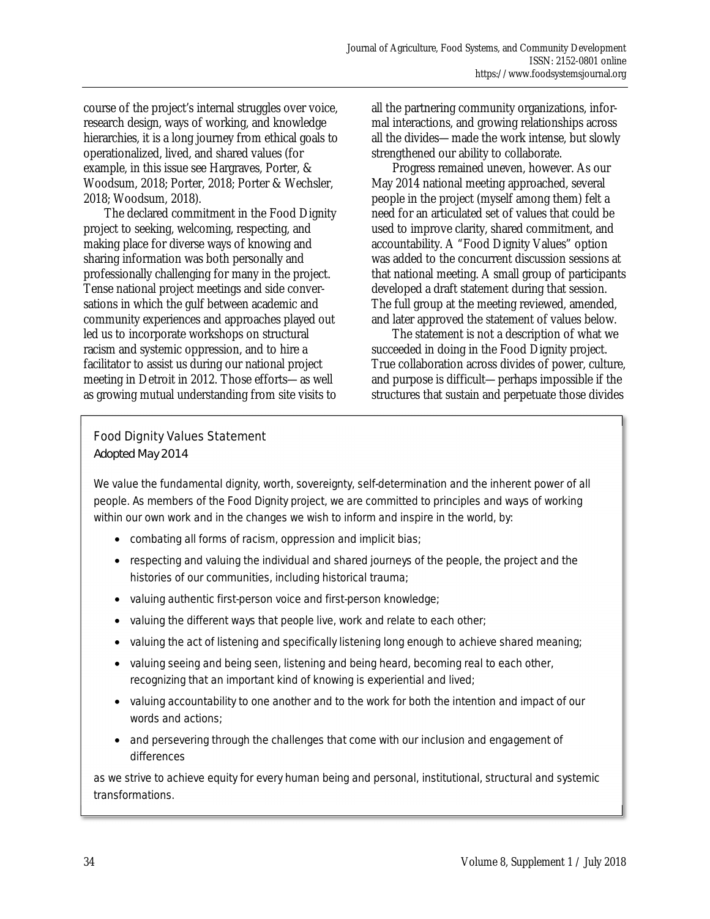course of the project's internal struggles over voice, research design, ways of working, and knowledge hierarchies, it is a long journey from ethical goals to operationalized, lived, and shared values (for example, in this issue see Hargraves, Porter, & Woodsum, 2018; Porter, 2018; Porter & Wechsler, 2018; Woodsum, 2018).

The declared commitment in the Food Dignity project to seeking, welcoming, respecting, and making place for diverse ways of knowing and sharing information was both personally and professionally challenging for many in the project. Tense national project meetings and side conversations in which the gulf between academic and community experiences and approaches played out led us to incorporate workshops on structural racism and systemic oppression, and to hire a facilitator to assist us during our national project meeting in Detroit in 2012. Those efforts—as well as growing mutual understanding from site visits to all the partnering community organizations, informal interactions, and growing relationships across all the divides—made the work intense, but slowly strengthened our ability to collaborate.

Progress remained uneven, however. As our May 2014 national meeting approached, several people in the project (myself among them) felt a need for an articulated set of values that could be used to improve clarity, shared commitment, and accountability. A "Food Dignity Values" option was added to the concurrent discussion sessions at that national meeting. A small group of participants developed a draft statement during that session. The full group at the meeting reviewed, amended, and later approved the statement of values below.

The statement is not a description of what we succeeded in doing in the Food Dignity project. True collaboration across divides of power, culture, and purpose is difficult—perhaps impossible if the structures that sustain and perpetuate those divides

### Food Dignity Values Statement

Adopted May 2014

We value the fundamental dignity, worth, sovereignty, self-determination and the inherent power of all people. As members of the Food Dignity project, we are committed to principles and ways of working within our own work and in the changes we wish to inform and inspire in the world, by:

- combating all forms of racism, oppression and implicit bias;
- respecting and valuing the individual and shared journeys of the people, the project and the histories of our communities, including historical trauma;
- valuing authentic first-person voice and first-person knowledge;
- valuing the different ways that people live, work and relate to each other;
- valuing the act of listening and specifically listening long enough to achieve shared meaning;
- valuing seeing and being seen, listening and being heard, becoming real to each other, recognizing that an important kind of knowing is experiential and lived;
- valuing accountability to one another and to the work for both the intention and impact of our words and actions;
- and persevering through the challenges that come with our inclusion and engagement of differences

as we strive to achieve equity for every human being and personal, institutional, structural and systemic transformations.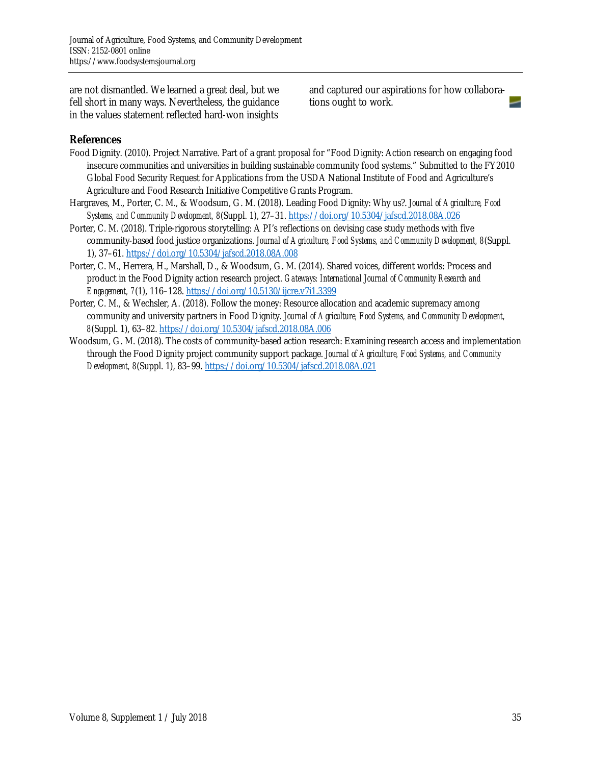are not dismantled. We learned a great deal, but we fell short in many ways. Nevertheless, the guidance in the values statement reflected hard-won insights and captured our aspirations for how collaborations ought to work.

## References

Food Dignity. (2010). Project Narrative. Part of a grant proposal for "Food Dignity: Action research on engaging food insecure communities and universities in building sustainable community food systems." Submitted to the FY2010 Global Food Security Request for Applications from the USDA National Institute of Food and Agriculture's Agriculture and Food Research Initiative Competitive Grants Program.

Hargraves, M., Porter, C. M., & Woodsum, G. M. (2018). Leading Food Dignity: Why us?. *Journal of Agriculture, Food Systems, and Community Development, 8*(Suppl. 1), 27–31. https://doi.org/10.5304/jafscd.2018.08A.026

Porter, C. M. (2018). Triple-rigorous storytelling: A PI's reflections on devising case study methods with five community-based food justice organizations. *Journal of Agriculture, Food Systems, and Community Development, 8*(Suppl. 1), 37–61. https://doi.org/10.5304/jafscd.2018.08A.008

Porter, C. M., Herrera, H., Marshall, D., & Woodsum, G. M. (2014). Shared voices, different worlds: Process and product in the Food Dignity action research project. *Gateways: International Journal of Community Research and Engagement, 7*(1), 116–128. https://doi.org/10.5130/ijcre.v7i1.3399

Porter, C. M., & Wechsler, A. (2018). Follow the money: Resource allocation and academic supremacy among community and university partners in Food Dignity. *Journal of Agriculture, Food Systems, and Community Development, 8*(Suppl. 1), 63–82. https://doi.org/10.5304/jafscd.2018.08A.006

Woodsum, G. M. (2018). The costs of community-based action research: Examining research access and implementation through the Food Dignity project community support package. *Journal of Agriculture, Food Systems, and Community Development, 8*(Suppl. 1), 83–99. https://doi.org/10.5304/jafscd.2018.08A.021